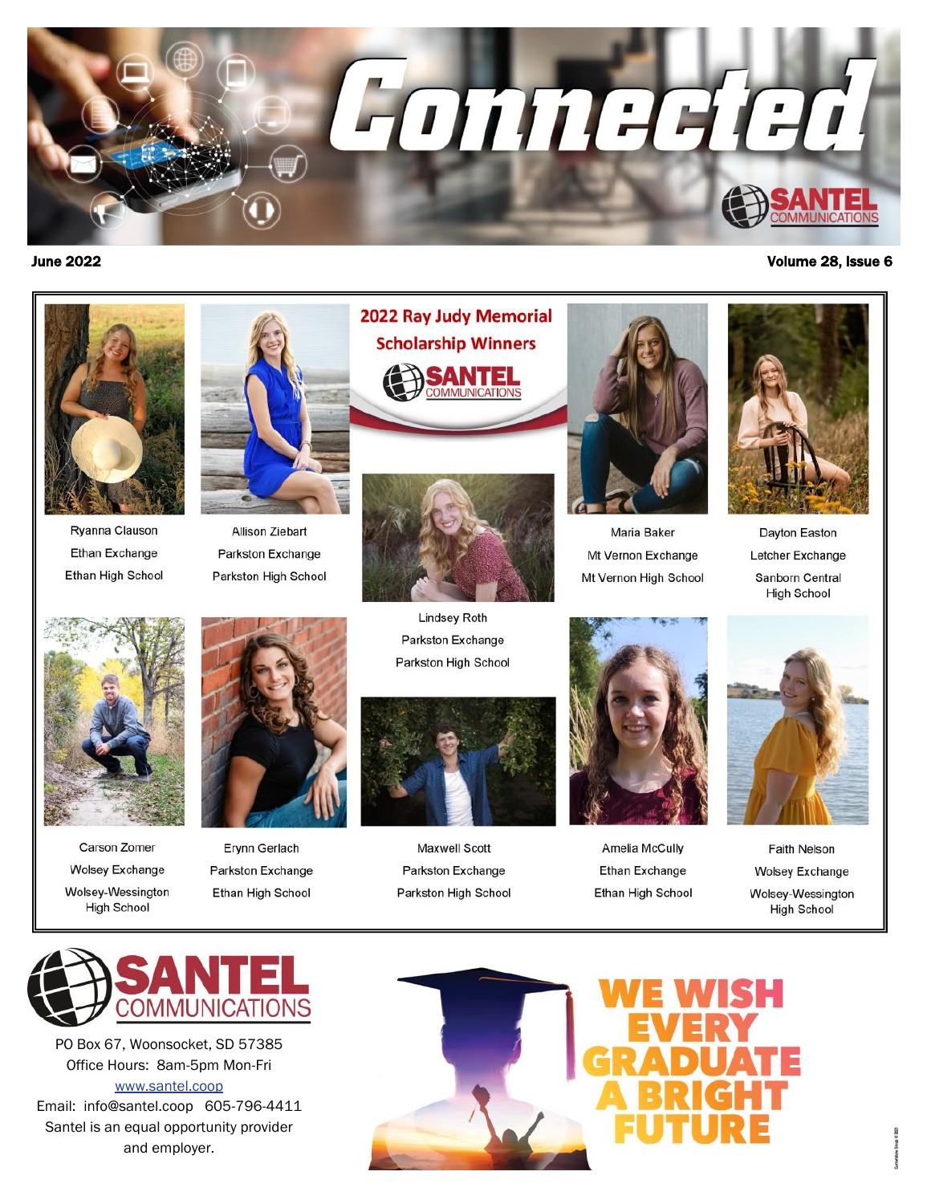# Connected

**June 2022** **Volume 28, Issue 6**

## 2022 Ray Judy Memorial Scholarship Winners

Ryanna Clauson
Ethan Exchange
Ethan High School

Allison Ziebart
Parkston Exchange
Parkston High School

Lindsey Roth
Parkston Exchange
Parkston High School

Maria Baker
Mt Vernon Exchange
Mt Vernon High School

Dayton Easton
Letcher Exchange
Sanborn Central High School

Carson Zomer
Wolsey Exchange
Wolsey-Wessington High School

Erynn Gerlach
Parkston Exchange
Ethan High School

Maxwell Scott
Parkston Exchange
Parkston High School

Amelia McCully
Ethan Exchange
Ethan High School

Faith Nelson
Wolsey Exchange
Wolsey-Wessington High School

**SANTEL COMMUNICATIONS**

PO Box 67, Woonsocket, SD 57385
Office Hours: 8am-5pm Mon-Fri
www.santel.coop
Email: info@santel.coop 605-796-4411
Santel is an equal opportunity provider and employer.

**WE WISH EVERY GRADUATE A BRIGHT FUTURE**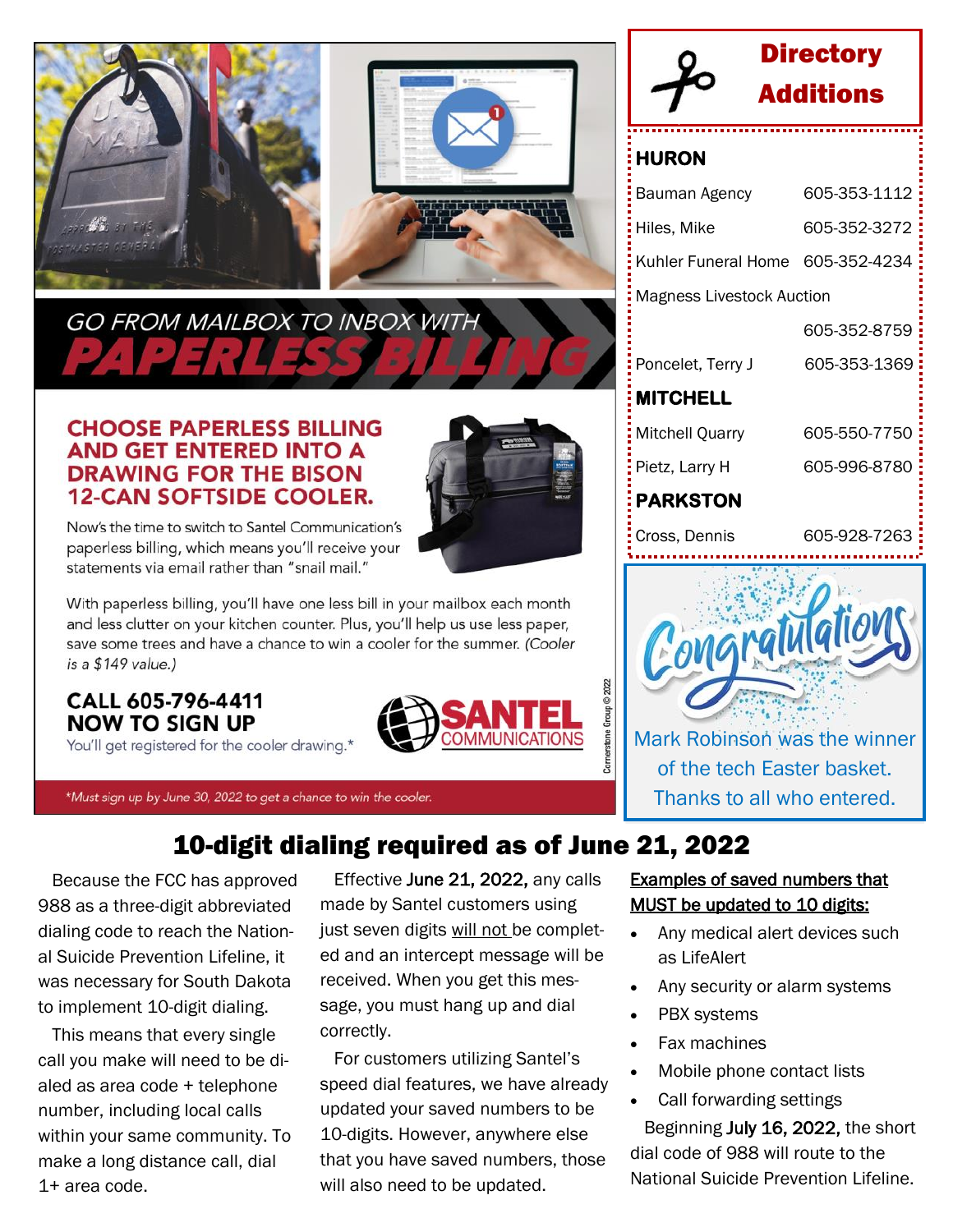GO FROM MAILBOX TO INBOX WITH

# PAPERLESS BILLING

## CHOOSE PAPERLESS BILLING AND GET ENTERED INTO A DRAWING FOR THE BISON 12-CAN SOFTSIDE COOLER.

Now's the time to switch to Santel Communication's paperless billing, which means you'll receive your statements via email rather than "snail mail."

With paperless billing, you'll have one less bill in your mailbox each month and less clutter on your kitchen counter. Plus, you'll help us use less paper, save some trees and have a chance to win a cooler for the summer. *(Cooler is a $149 value.)*

**CALL 605-796-4411 NOW TO SIGN UP**

You'll get registered for the cooler drawing.*

SANTEL COMMUNICATIONS

Cornerstone Group © 2022

*\*Must sign up by June 30, 2022 to get a chance to win the cooler.*

## Directory Additions

**HURON**

| | |
|---|---|
| Bauman Agency | 605-353-1112 |
| Hiles, Mike | 605-352-3272 |
| Kuhler Funeral Home | 605-352-4234 |
| Magness Livestock Auction | 605-352-8759 |
| Poncelet, Terry J | 605-353-1369 |

**MITCHELL**

| | |
|---|---|
| Mitchell Quarry | 605-550-7750 |
| Pietz, Larry H | 605-996-8780 |

**PARKSTON**

| | |
|---|---|
| Cross, Dennis | 605-928-7263 |

Congratulations

Mark Robinson was the winner of the tech Easter basket. Thanks to all who entered.

# 10-digit dialing required as of June 21, 2022

Because the FCC has approved 988 as a three-digit abbreviated dialing code to reach the National Suicide Prevention Lifeline, it was necessary for South Dakota to implement 10-digit dialing.

This means that every single call you make will need to be dialed as area code + telephone number, including local calls within your same community. To make a long distance call, dial 1+ area code.

Effective **June 21, 2022,** any calls made by Santel customers using just seven digits will not be completed and an intercept message will be received. When you get this message, you must hang up and dial correctly.

For customers utilizing Santel's speed dial features, we have already updated your saved numbers to be 10-digits. However, anywhere else that you have saved numbers, those will also need to be updated.

Examples of saved numbers that MUST be updated to 10 digits:

- Any medical alert devices such as LifeAlert
- Any security or alarm systems
- PBX systems
- Fax machines
- Mobile phone contact lists
- Call forwarding settings

Beginning **July 16, 2022,** the short dial code of 988 will route to the National Suicide Prevention Lifeline.